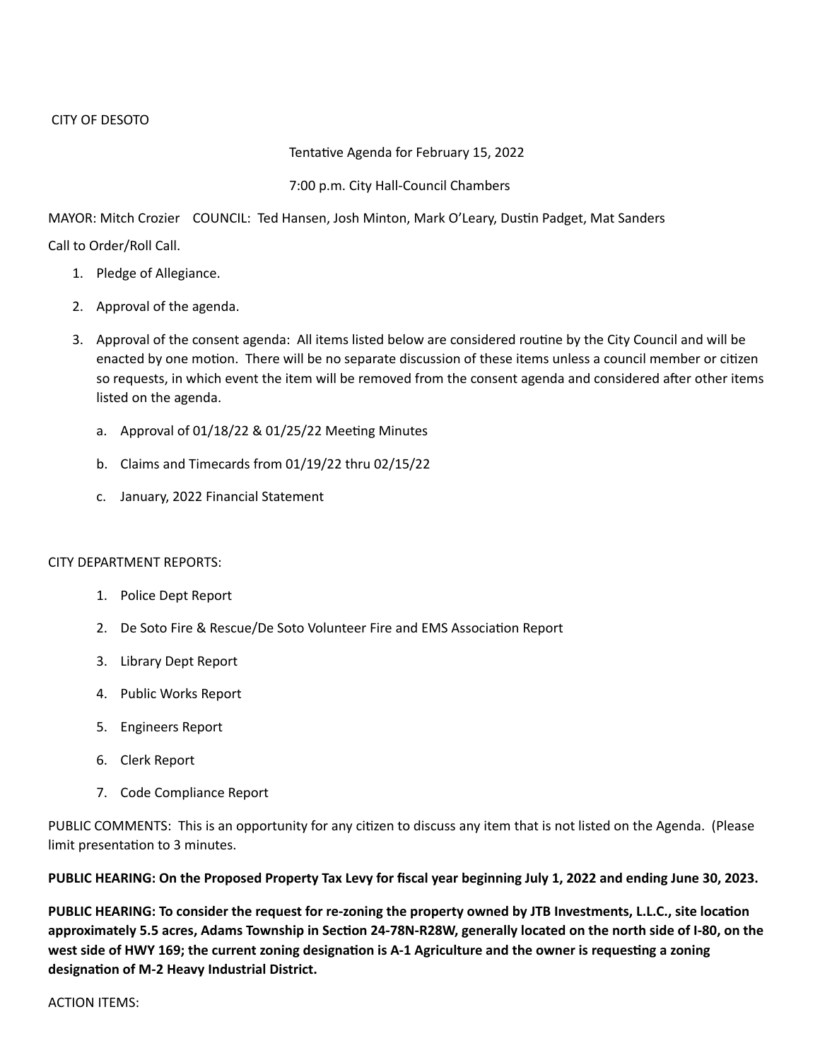CITY OF DESOTO

Tentative Agenda for February 15, 2022

7:00 p.m. City Hall-Council Chambers

MAYOR: Mitch Crozier COUNCIL: Ted Hansen, Josh Minton, Mark O'Leary, Dustin Padget, Mat Sanders

Call to Order/Roll Call.

1. Pledge of Allegiance.
2. Approval of the agenda.
3. Approval of the consent agenda: All items listed below are considered routine by the City Council and will be enacted by one motion. There will be no separate discussion of these items unless a council member or citizen so requests, in which event the item will be removed from the consent agenda and considered after other items listed on the agenda.
   a. Approval of 01/18/22 & 01/25/22 Meeting Minutes
   b. Claims and Timecards from 01/19/22 thru 02/15/22
   c. January, 2022 Financial Statement

CITY DEPARTMENT REPORTS:

1. Police Dept Report
2. De Soto Fire & Rescue/De Soto Volunteer Fire and EMS Association Report
3. Library Dept Report
4. Public Works Report
5. Engineers Report
6. Clerk Report
7. Code Compliance Report

PUBLIC COMMENTS: This is an opportunity for any citizen to discuss any item that is not listed on the Agenda. (Please limit presentation to 3 minutes.

**PUBLIC HEARING: On the Proposed Property Tax Levy for fiscal year beginning July 1, 2022 and ending June 30, 2023.**

**PUBLIC HEARING: To consider the request for re-zoning the property owned by JTB Investments, L.L.C., site location approximately 5.5 acres, Adams Township in Section 24-78N-R28W, generally located on the north side of I-80, on the west side of HWY 169; the current zoning designation is A-1 Agriculture and the owner is requesting a zoning designation of M-2 Heavy Industrial District.**

ACTION ITEMS: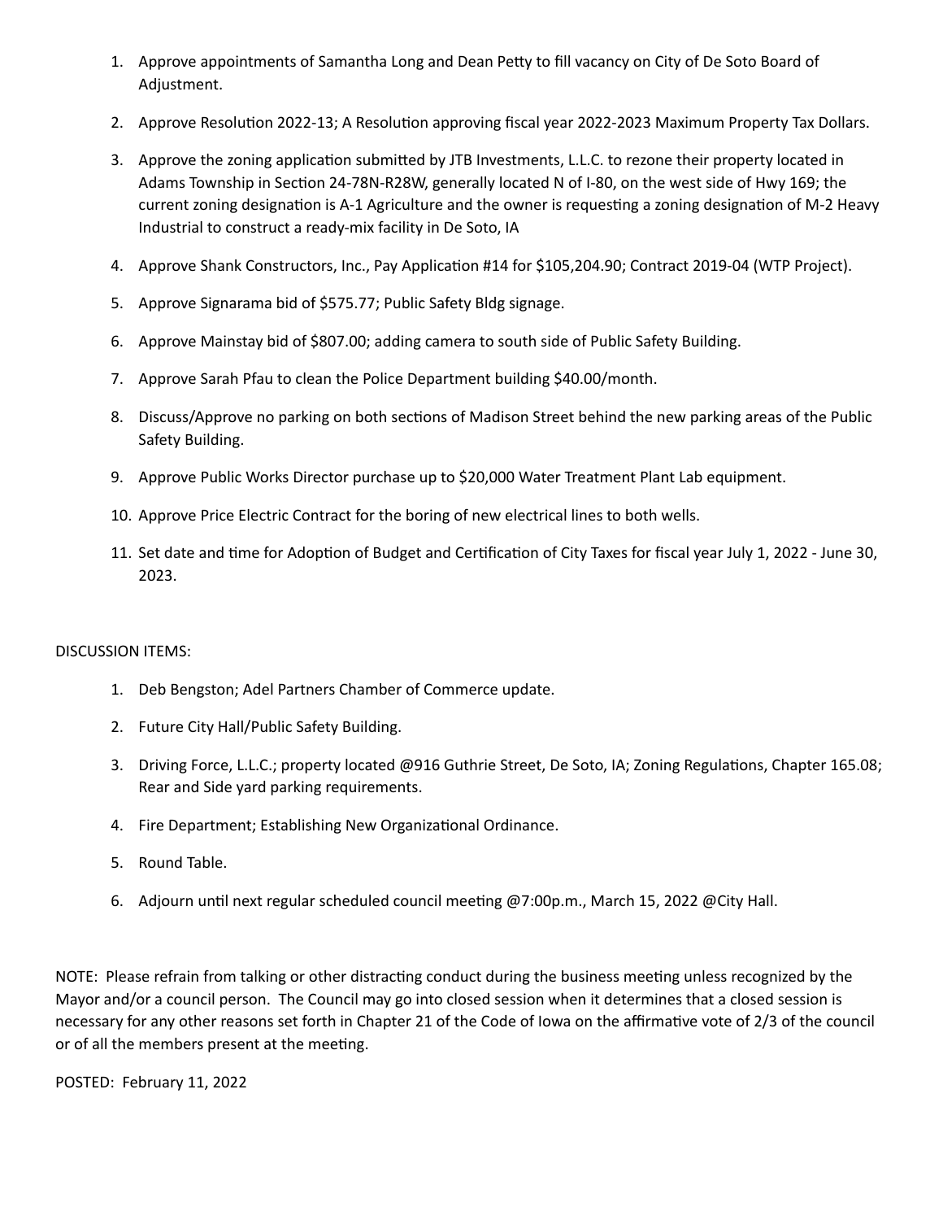1. Approve appointments of Samantha Long and Dean Petty to fill vacancy on City of De Soto Board of Adjustment.

2. Approve Resolution 2022-13; A Resolution approving fiscal year 2022-2023 Maximum Property Tax Dollars.

3. Approve the zoning application submitted by JTB Investments, L.L.C. to rezone their property located in Adams Township in Section 24-78N-R28W, generally located N of I-80, on the west side of Hwy 169; the current zoning designation is A-1 Agriculture and the owner is requesting a zoning designation of M-2 Heavy Industrial to construct a ready-mix facility in De Soto, IA

4. Approve Shank Constructors, Inc., Pay Application #14 for $105,204.90; Contract 2019-04 (WTP Project).

5. Approve Signarama bid of $575.77; Public Safety Bldg signage.

6. Approve Mainstay bid of $807.00; adding camera to south side of Public Safety Building.

7. Approve Sarah Pfau to clean the Police Department building $40.00/month.

8. Discuss/Approve no parking on both sections of Madison Street behind the new parking areas of the Public Safety Building.

9. Approve Public Works Director purchase up to $20,000 Water Treatment Plant Lab equipment.

10. Approve Price Electric Contract for the boring of new electrical lines to both wells.

11. Set date and time for Adoption of Budget and Certification of City Taxes for fiscal year July 1, 2022 - June 30, 2023.

DISCUSSION ITEMS:

1. Deb Bengston; Adel Partners Chamber of Commerce update.

2. Future City Hall/Public Safety Building.

3. Driving Force, L.L.C.; property located @916 Guthrie Street, De Soto, IA; Zoning Regulations, Chapter 165.08; Rear and Side yard parking requirements.

4. Fire Department; Establishing New Organizational Ordinance.

5. Round Table.

6. Adjourn until next regular scheduled council meeting @7:00p.m., March 15, 2022 @City Hall.

NOTE: Please refrain from talking or other distracting conduct during the business meeting unless recognized by the Mayor and/or a council person. The Council may go into closed session when it determines that a closed session is necessary for any other reasons set forth in Chapter 21 of the Code of Iowa on the affirmative vote of 2/3 of the council or of all the members present at the meeting.

POSTED: February 11, 2022